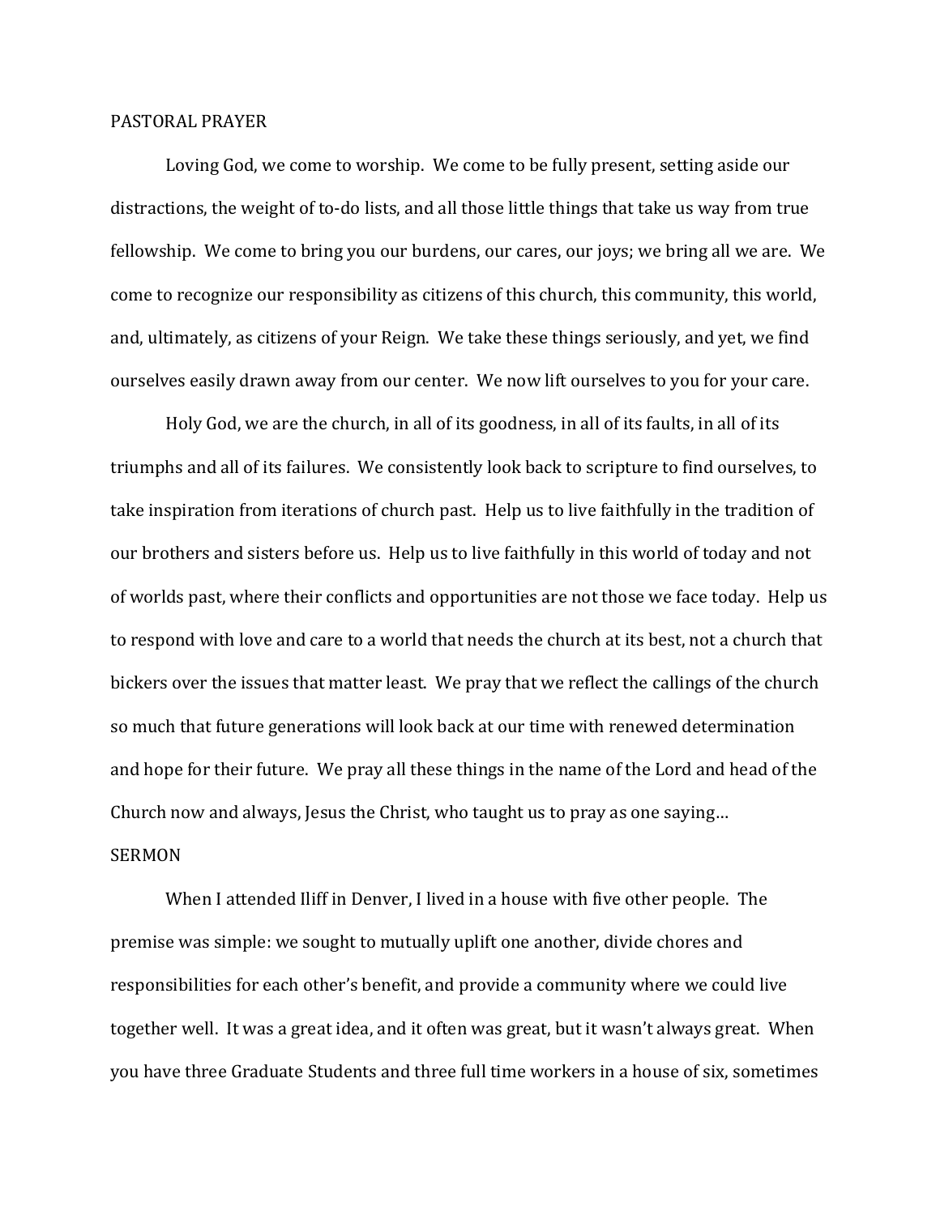## PASTORAL PRAYER

Loving God, we come to worship. We come to be fully present, setting aside our distractions, the weight of to-do lists, and all those little things that take us way from true fellowship. We come to bring you our burdens, our cares, our joys; we bring all we are. We come to recognize our responsibility as citizens of this church, this community, this world, and, ultimately, as citizens of your Reign. We take these things seriously, and yet, we find ourselves easily drawn away from our center. We now lift ourselves to you for your care.

Holy God, we are the church, in all of its goodness, in all of its faults, in all of its triumphs and all of its failures. We consistently look back to scripture to find ourselves, to take inspiration from iterations of church past. Help us to live faithfully in the tradition of our brothers and sisters before us. Help us to live faithfully in this world of today and not of worlds past, where their conflicts and opportunities are not those we face today. Help us to respond with love and care to a world that needs the church at its best, not a church that bickers over the issues that matter least. We pray that we reflect the callings of the church so much that future generations will look back at our time with renewed determination and hope for their future. We pray all these things in the name of the Lord and head of the Church now and always, Jesus the Christ, who taught us to pray as one saying…

## SERMON

When I attended Iliff in Denver, I lived in a house with five other people. The premise was simple: we sought to mutually uplift one another, divide chores and responsibilities for each other's benefit, and provide a community where we could live together well. It was a great idea, and it often was great, but it wasn't always great. When you have three Graduate Students and three full time workers in a house of six, sometimes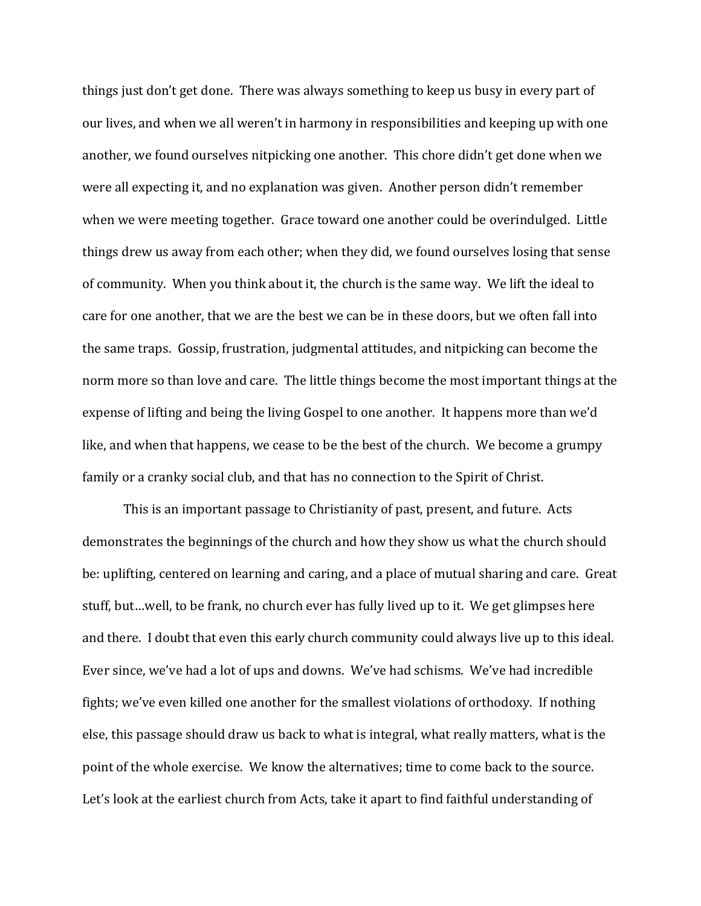things just don't get done. There was always something to keep us busy in every part of our lives, and when we all weren't in harmony in responsibilities and keeping up with one another, we found ourselves nitpicking one another. This chore didn't get done when we were all expecting it, and no explanation was given. Another person didn't remember when we were meeting together. Grace toward one another could be overindulged. Little things drew us away from each other; when they did, we found ourselves losing that sense of community. When you think about it, the church is the same way. We lift the ideal to care for one another, that we are the best we can be in these doors, but we often fall into the same traps. Gossip, frustration, judgmental attitudes, and nitpicking can become the norm more so than love and care. The little things become the most important things at the expense of lifting and being the living Gospel to one another. It happens more than we'd like, and when that happens, we cease to be the best of the church. We become a grumpy family or a cranky social club, and that has no connection to the Spirit of Christ.

This is an important passage to Christianity of past, present, and future. Acts demonstrates the beginnings of the church and how they show us what the church should be: uplifting, centered on learning and caring, and a place of mutual sharing and care. Great stuff, but…well, to be frank, no church ever has fully lived up to it. We get glimpses here and there. I doubt that even this early church community could always live up to this ideal. Ever since, we've had a lot of ups and downs. We've had schisms. We've had incredible fights; we've even killed one another for the smallest violations of orthodoxy. If nothing else, this passage should draw us back to what is integral, what really matters, what is the point of the whole exercise. We know the alternatives; time to come back to the source. Let's look at the earliest church from Acts, take it apart to find faithful understanding of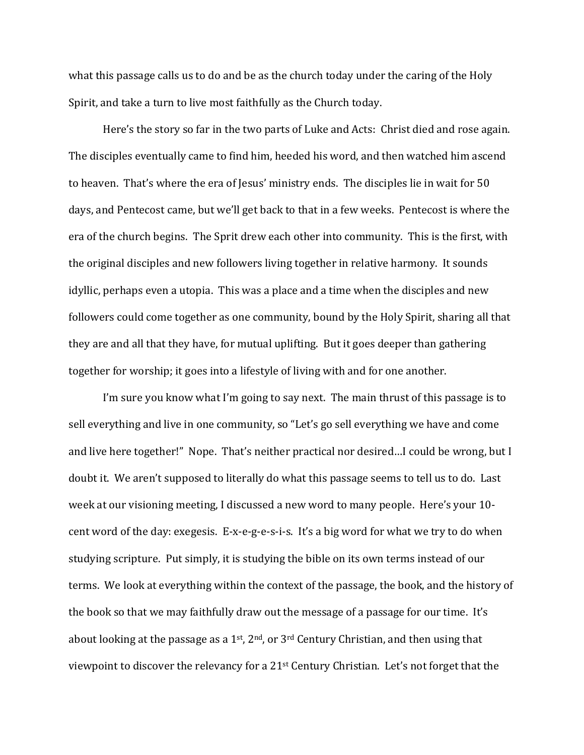what this passage calls us to do and be as the church today under the caring of the Holy Spirit, and take a turn to live most faithfully as the Church today.

Here's the story so far in the two parts of Luke and Acts: Christ died and rose again. The disciples eventually came to find him, heeded his word, and then watched him ascend to heaven. That's where the era of Jesus' ministry ends. The disciples lie in wait for 50 days, and Pentecost came, but we'll get back to that in a few weeks. Pentecost is where the era of the church begins. The Sprit drew each other into community. This is the first, with the original disciples and new followers living together in relative harmony. It sounds idyllic, perhaps even a utopia. This was a place and a time when the disciples and new followers could come together as one community, bound by the Holy Spirit, sharing all that they are and all that they have, for mutual uplifting. But it goes deeper than gathering together for worship; it goes into a lifestyle of living with and for one another.

I'm sure you know what I'm going to say next. The main thrust of this passage is to sell everything and live in one community, so "Let's go sell everything we have and come and live here together!" Nope. That's neither practical nor desired…I could be wrong, but I doubt it. We aren't supposed to literally do what this passage seems to tell us to do. Last week at our visioning meeting, I discussed a new word to many people. Here's your 10-cent word of the day: exegesis. E-x-e-g-e-s-i-s. It's a big word for what we try to do when studying scripture. Put simply, it is studying the bible on its own terms instead of our terms. We look at everything within the context of the passage, the book, and the history of the book so that we may faithfully draw out the message of a passage for our time. It's about looking at the passage as a 1st, 2nd, or 3rd Century Christian, and then using that viewpoint to discover the relevancy for a 21st Century Christian. Let's not forget that the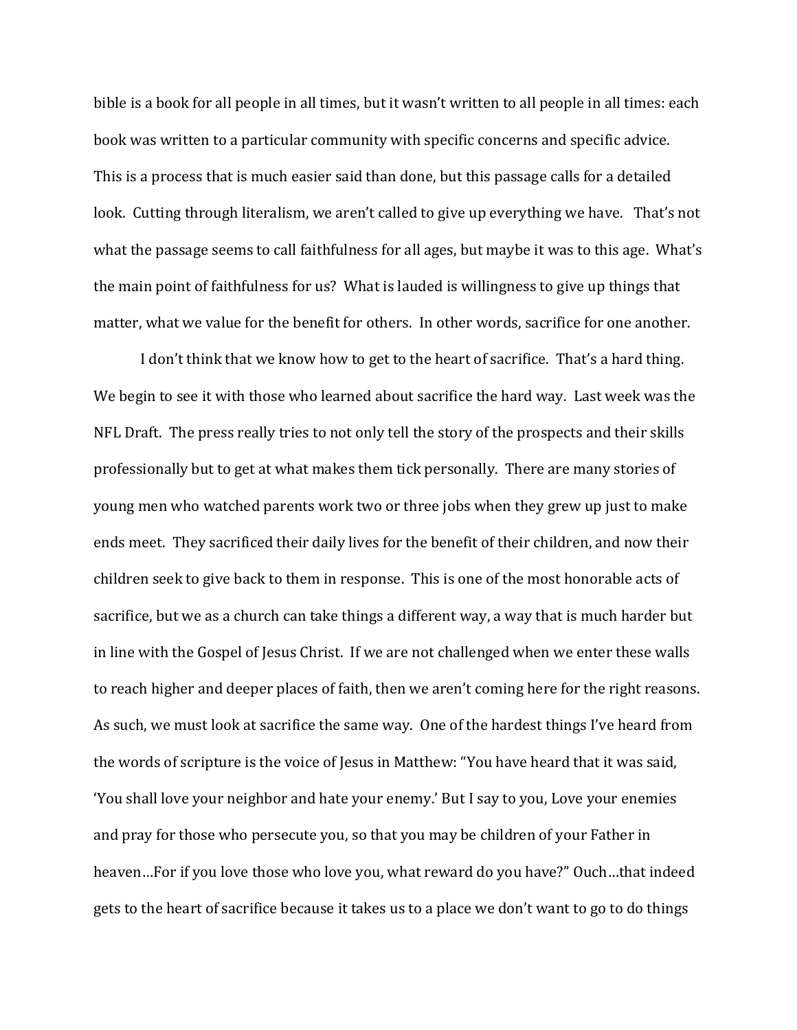bible is a book for all people in all times, but it wasn't written to all people in all times: each book was written to a particular community with specific concerns and specific advice. This is a process that is much easier said than done, but this passage calls for a detailed look. Cutting through literalism, we aren't called to give up everything we have. That's not what the passage seems to call faithfulness for all ages, but maybe it was to this age. What's the main point of faithfulness for us? What is lauded is willingness to give up things that matter, what we value for the benefit for others. In other words, sacrifice for one another.

I don't think that we know how to get to the heart of sacrifice. That's a hard thing. We begin to see it with those who learned about sacrifice the hard way. Last week was the NFL Draft. The press really tries to not only tell the story of the prospects and their skills professionally but to get at what makes them tick personally. There are many stories of young men who watched parents work two or three jobs when they grew up just to make ends meet. They sacrificed their daily lives for the benefit of their children, and now their children seek to give back to them in response. This is one of the most honorable acts of sacrifice, but we as a church can take things a different way, a way that is much harder but in line with the Gospel of Jesus Christ. If we are not challenged when we enter these walls to reach higher and deeper places of faith, then we aren't coming here for the right reasons. As such, we must look at sacrifice the same way. One of the hardest things I've heard from the words of scripture is the voice of Jesus in Matthew: "You have heard that it was said, 'You shall love your neighbor and hate your enemy.' But I say to you, Love your enemies and pray for those who persecute you, so that you may be children of your Father in heaven…For if you love those who love you, what reward do you have?" Ouch…that indeed gets to the heart of sacrifice because it takes us to a place we don't want to go to do things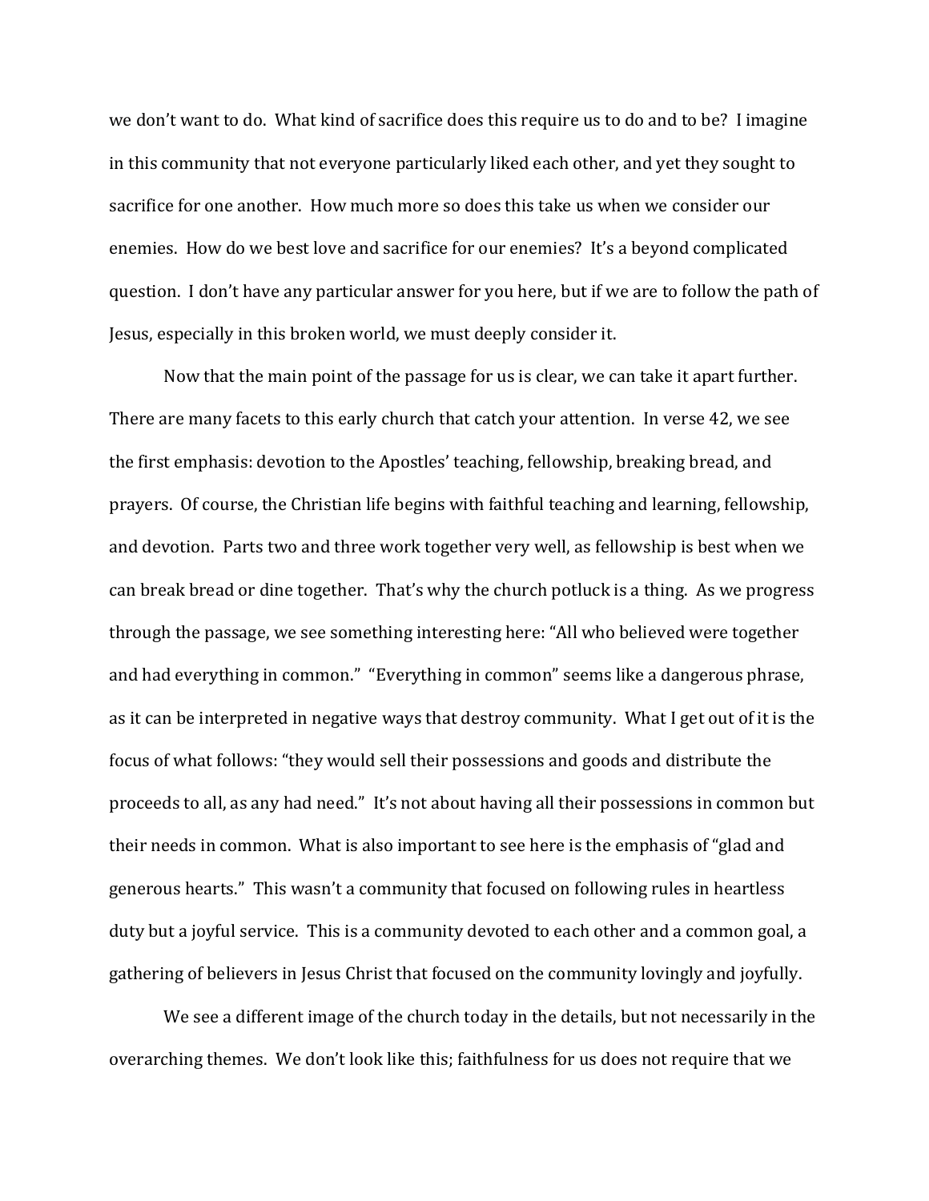we don't want to do. What kind of sacrifice does this require us to do and to be? I imagine in this community that not everyone particularly liked each other, and yet they sought to sacrifice for one another. How much more so does this take us when we consider our enemies. How do we best love and sacrifice for our enemies? It's a beyond complicated question. I don't have any particular answer for you here, but if we are to follow the path of Jesus, especially in this broken world, we must deeply consider it.

Now that the main point of the passage for us is clear, we can take it apart further. There are many facets to this early church that catch your attention. In verse 42, we see the first emphasis: devotion to the Apostles' teaching, fellowship, breaking bread, and prayers. Of course, the Christian life begins with faithful teaching and learning, fellowship, and devotion. Parts two and three work together very well, as fellowship is best when we can break bread or dine together. That's why the church potluck is a thing. As we progress through the passage, we see something interesting here: "All who believed were together and had everything in common." "Everything in common" seems like a dangerous phrase, as it can be interpreted in negative ways that destroy community. What I get out of it is the focus of what follows: "they would sell their possessions and goods and distribute the proceeds to all, as any had need." It's not about having all their possessions in common but their needs in common. What is also important to see here is the emphasis of "glad and generous hearts." This wasn't a community that focused on following rules in heartless duty but a joyful service. This is a community devoted to each other and a common goal, a gathering of believers in Jesus Christ that focused on the community lovingly and joyfully.

We see a different image of the church today in the details, but not necessarily in the overarching themes. We don't look like this; faithfulness for us does not require that we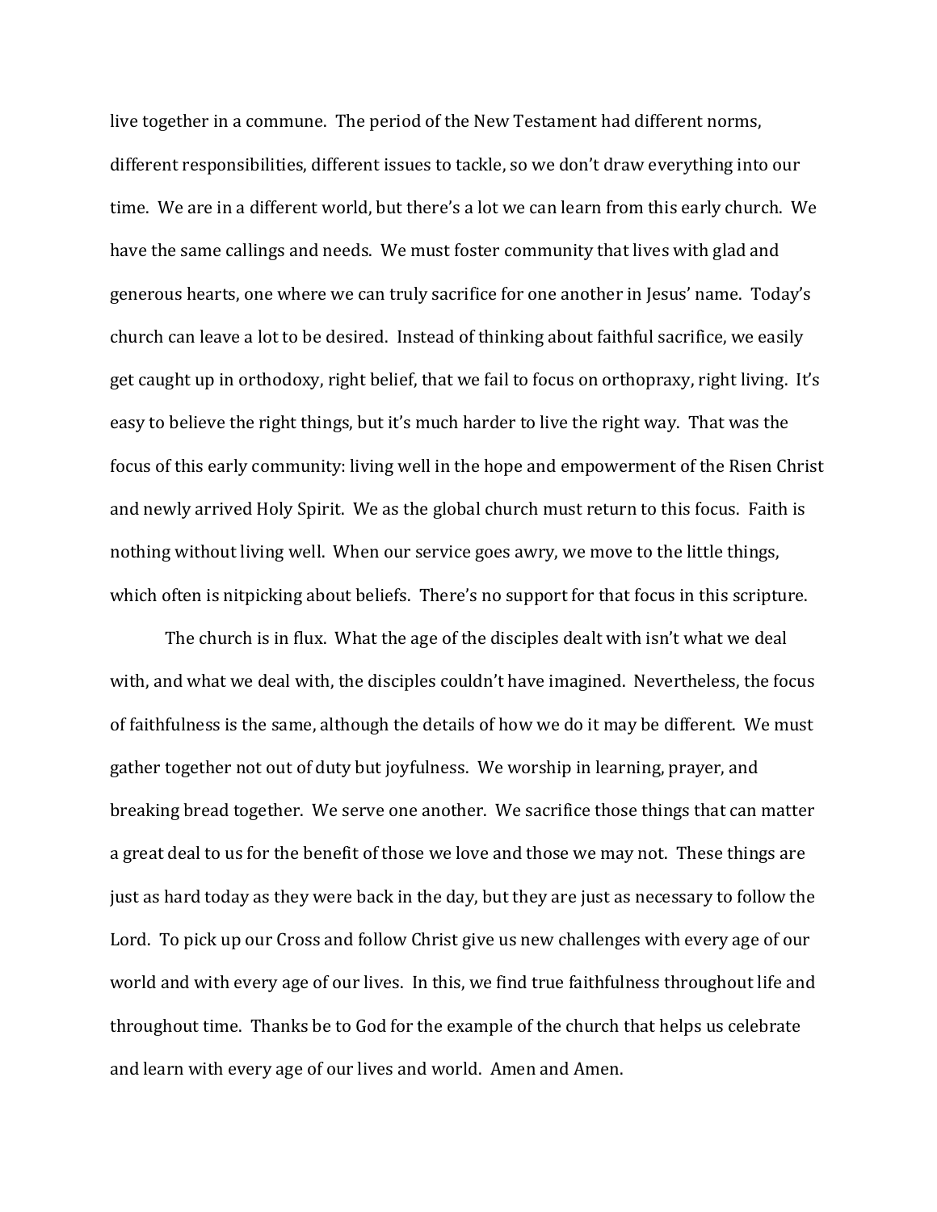live together in a commune. The period of the New Testament had different norms, different responsibilities, different issues to tackle, so we don't draw everything into our time. We are in a different world, but there's a lot we can learn from this early church. We have the same callings and needs. We must foster community that lives with glad and generous hearts, one where we can truly sacrifice for one another in Jesus' name. Today's church can leave a lot to be desired. Instead of thinking about faithful sacrifice, we easily get caught up in orthodoxy, right belief, that we fail to focus on orthopraxy, right living. It's easy to believe the right things, but it's much harder to live the right way. That was the focus of this early community: living well in the hope and empowerment of the Risen Christ and newly arrived Holy Spirit. We as the global church must return to this focus. Faith is nothing without living well. When our service goes awry, we move to the little things, which often is nitpicking about beliefs. There's no support for that focus in this scripture.

The church is in flux. What the age of the disciples dealt with isn't what we deal with, and what we deal with, the disciples couldn't have imagined. Nevertheless, the focus of faithfulness is the same, although the details of how we do it may be different. We must gather together not out of duty but joyfulness. We worship in learning, prayer, and breaking bread together. We serve one another. We sacrifice those things that can matter a great deal to us for the benefit of those we love and those we may not. These things are just as hard today as they were back in the day, but they are just as necessary to follow the Lord. To pick up our Cross and follow Christ give us new challenges with every age of our world and with every age of our lives. In this, we find true faithfulness throughout life and throughout time. Thanks be to God for the example of the church that helps us celebrate and learn with every age of our lives and world. Amen and Amen.